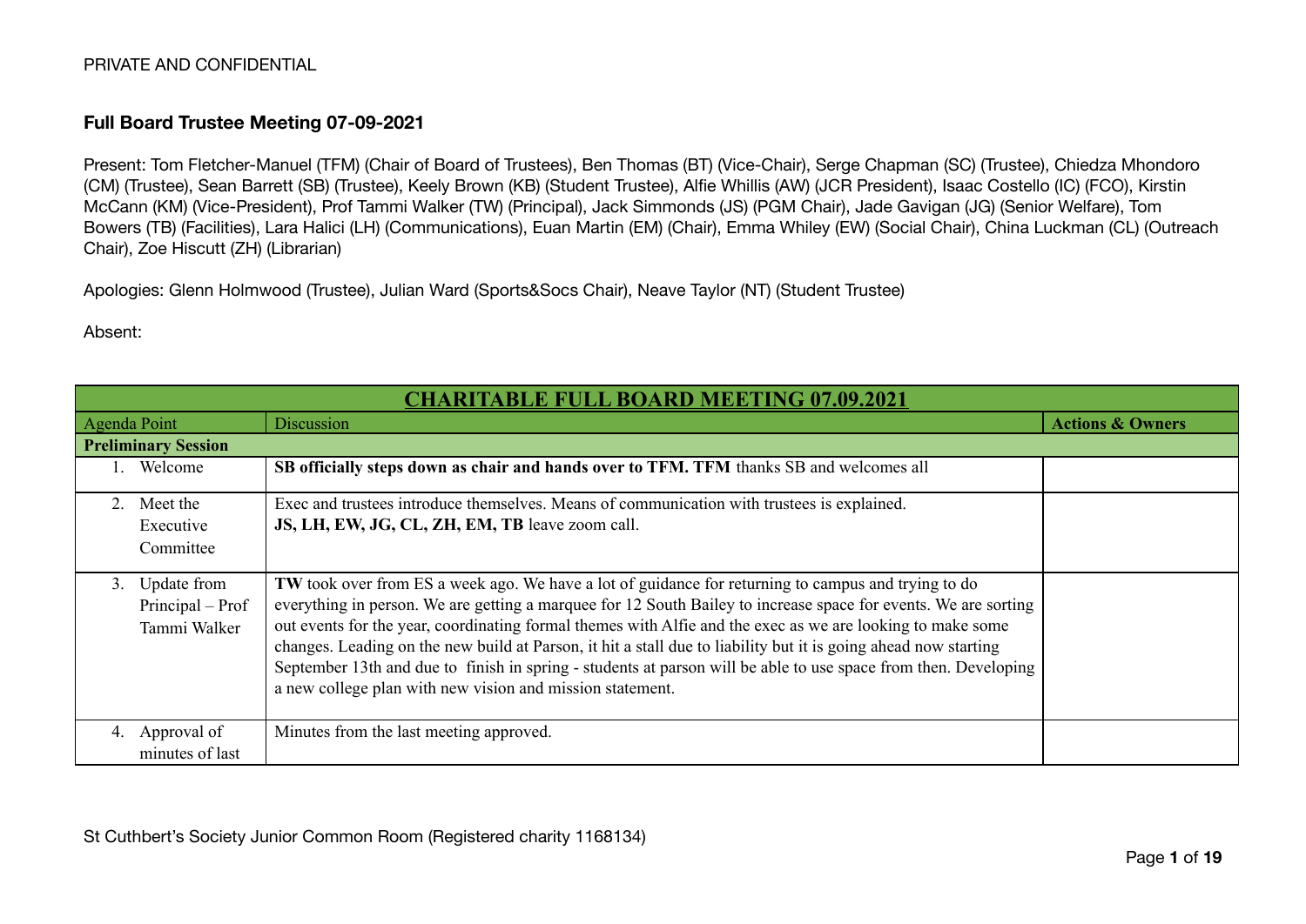PRIVATE AND CONFIDENTIAL

## Full Board Trustee Meeting 07-09-2021

Present: Tom Fletcher-Manuel (TFM) (Chair of Board of Trustees), Ben Thomas (BT) (Vice-Chair), Serge Chapman (SC) (Trustee), Chiedza Mhondoro (CM) (Trustee), Sean Barrett (SB) (Trustee), Keely Brown (KB) (Student Trustee), Alfie Whillis (AW) (JCR President), Isaac Costello (IC) (FCO), Kirstin McCann (KM) (Vice-President), Prof Tammi Walker (TW) (Principal), Jack Simmonds (JS) (PGM Chair), Jade Gavigan (JG) (Senior Welfare), Tom Bowers (TB) (Facilities), Lara Halici (LH) (Communications), Euan Martin (EM) (Chair), Emma Whiley (EW) (Social Chair), China Luckman (CL) (Outreach Chair), Zoe Hiscutt (ZH) (Librarian)

Apologies: Glenn Holmwood (Trustee), Julian Ward (Sports&Socs Chair), Neave Taylor (NT) (Student Trustee)

Absent:

| **CHARITABLE FULL BOARD MEETING 07.09.2021** | | |
|---|---|---|
| Agenda Point | Discussion | **Actions & Owners** |
| **Preliminary Session** | | |
| 1. Welcome | **SB officially steps down as chair and hands over to TFM. TFM** thanks SB and welcomes all | |
| 2. Meet the Executive Committee | Exec and trustees introduce themselves. Means of communication with trustees is explained.<br>**JS, LH, EW, JG, CL, ZH, EM, TB** leave zoom call. | |
| 3. Update from Principal – Prof Tammi Walker | **TW** took over from ES a week ago. We have a lot of guidance for returning to campus and trying to do everything in person. We are getting a marquee for 12 South Bailey to increase space for events. We are sorting out events for the year, coordinating formal themes with Alfie and the exec as we are looking to make some changes. Leading on the new build at Parson, it hit a stall due to liability but it is going ahead now starting September 13th and due to finish in spring - students at parson will be able to use space from then. Developing a new college plan with new vision and mission statement. | |
| 4. Approval of minutes of last | Minutes from the last meeting approved. | |

St Cuthbert's Society Junior Common Room (Registered charity 1168134)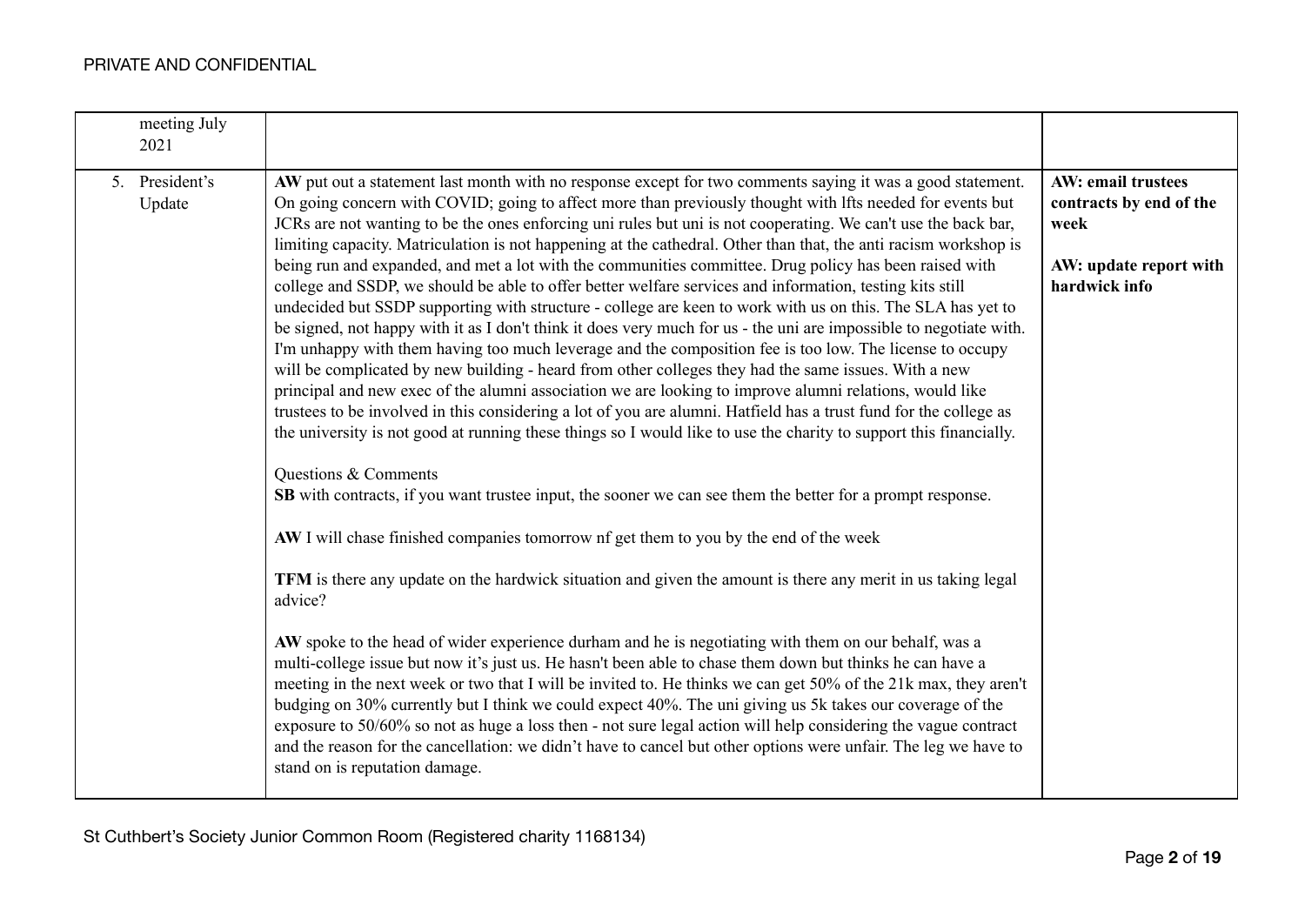PRIVATE AND CONFIDENTIAL

| | | |
|---|---|---|
| meeting July 2021 | | |
| 5. President's Update | **AW** put out a statement last month with no response except for two comments saying it was a good statement. On going concern with COVID; going to affect more than previously thought with lfts needed for events but JCRs are not wanting to be the ones enforcing uni rules but uni is not cooperating. We can't use the back bar, limiting capacity. Matriculation is not happening at the cathedral. Other than that, the anti racism workshop is being run and expanded, and met a lot with the communities committee. Drug policy has been raised with college and SSDP, we should be able to offer better welfare services and information, testing kits still undecided but SSDP supporting with structure - college are keen to work with us on this. The SLA has yet to be signed, not happy with it as I don't think it does very much for us - the uni are impossible to negotiate with. I'm unhappy with them having too much leverage and the composition fee is too low. The license to occupy will be complicated by new building - heard from other colleges they had the same issues. With a new principal and new exec of the alumni association we are looking to improve alumni relations, would like trustees to be involved in this considering a lot of you are alumni. Hatfield has a trust fund for the college as the university is not good at running these things so I would like to use the charity to support this financially.<br><br>Questions & Comments<br>**SB** with contracts, if you want trustee input, the sooner we can see them the better for a prompt response.<br><br>**AW** I will chase finished companies tomorrow nf get them to you by the end of the week<br><br>**TFM** is there any update on the hardwick situation and given the amount is there any merit in us taking legal advice?<br><br>**AW** spoke to the head of wider experience durham and he is negotiating with them on our behalf, was a multi-college issue but now it's just us. He hasn't been able to chase them down but thinks he can have a meeting in the next week or two that I will be invited to. He thinks we can get 50% of the 21k max, they aren't budging on 30% currently but I think we could expect 40%. The uni giving us 5k takes our coverage of the exposure to 50/60% so not as huge a loss then - not sure legal action will help considering the vague contract and the reason for the cancellation: we didn't have to cancel but other options were unfair. The leg we have to stand on is reputation damage. | **AW: email trustees contracts by end of the week**<br><br>**AW: update report with hardwick info** |

St Cuthbert's Society Junior Common Room (Registered charity 1168134)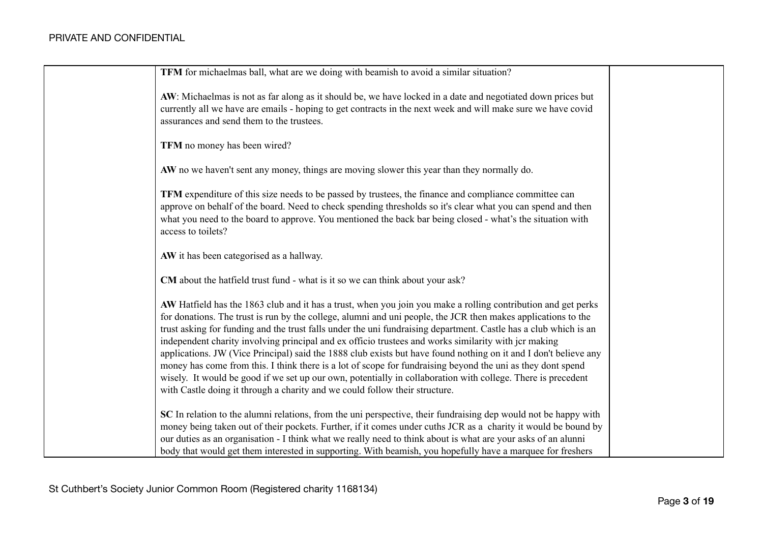| | | |
|---|---|---|
| | **TFM** for michaelmas ball, what are we doing with beamish to avoid a similar situation?<br><br>**AW**: Michaelmas is not as far along as it should be, we have locked in a date and negotiated down prices but currently all we have are emails - hoping to get contracts in the next week and will make sure we have covid assurances and send them to the trustees.<br><br>**TFM** no money has been wired?<br><br>**AW** no we haven't sent any money, things are moving slower this year than they normally do.<br><br>**TFM** expenditure of this size needs to be passed by trustees, the finance and compliance committee can approve on behalf of the board. Need to check spending thresholds so it's clear what you can spend and then what you need to the board to approve. You mentioned the back bar being closed - what's the situation with access to toilets?<br><br>**AW** it has been categorised as a hallway.<br><br>**CM** about the hatfield trust fund - what is it so we can think about your ask?<br><br>**AW** Hatfield has the 1863 club and it has a trust, when you join you make a rolling contribution and get perks for donations. The trust is run by the college, alumni and uni people, the JCR then makes applications to the trust asking for funding and the trust falls under the uni fundraising department. Castle has a club which is an independent charity involving principal and ex officio trustees and works similarity with jcr making applications. JW (Vice Principal) said the 1888 club exists but have found nothing on it and I don't believe any money has come from this. I think there is a lot of scope for fundraising beyond the uni as they dont spend wisely. It would be good if we set up our own, potentially in collaboration with college. There is precedent with Castle doing it through a charity and we could follow their structure.<br><br>**SC** In relation to the alumni relations, from the uni perspective, their fundraising dep would not be happy with money being taken out of their pockets. Further, if it comes under cuths JCR as a charity it would be bound by our duties as an organisation - I think what we really need to think about is what are your asks of an alunni body that would get them interested in supporting. With beamish, you hopefully have a marquee for freshers | |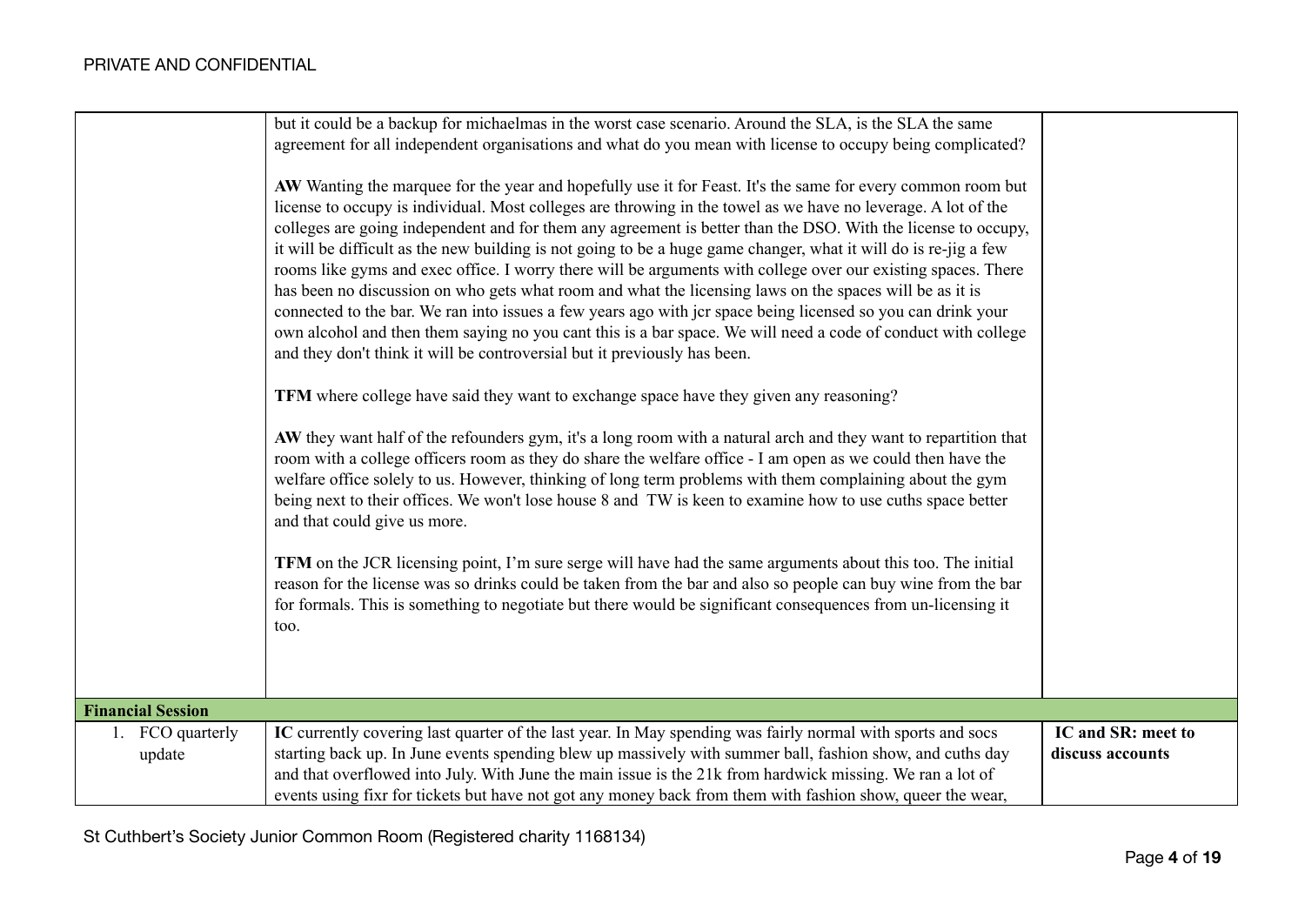| | | |
|---|---|---|
| | but it could be a backup for michaelmas in the worst case scenario. Around the SLA, is the SLA the same agreement for all independent organisations and what do you mean with license to occupy being complicated?<br><br>**AW** Wanting the marquee for the year and hopefully use it for Feast. It's the same for every common room but license to occupy is individual. Most colleges are throwing in the towel as we have no leverage. A lot of the colleges are going independent and for them any agreement is better than the DSO. With the license to occupy, it will be difficult as the new building is not going to be a huge game changer, what it will do is re-jig a few rooms like gyms and exec office. I worry there will be arguments with college over our existing spaces. There has been no discussion on who gets what room and what the licensing laws on the spaces will be as it is connected to the bar. We ran into issues a few years ago with jcr space being licensed so you can drink your own alcohol and then them saying no you cant this is a bar space. We will need a code of conduct with college and they don't think it will be controversial but it previously has been.<br><br>**TFM** where college have said they want to exchange space have they given any reasoning?<br><br>**AW** they want half of the refounders gym, it's a long room with a natural arch and they want to repartition that room with a college officers room as they do share the welfare office - I am open as we could then have the welfare office solely to us. However, thinking of long term problems with them complaining about the gym being next to their offices. We won't lose house 8 and TW is keen to examine how to use cuths space better and that could give us more.<br><br>**TFM** on the JCR licensing point, I'm sure serge will have had the same arguments about this too. The initial reason for the license was so drinks could be taken from the bar and also so people can buy wine from the bar for formals. This is something to negotiate but there would be significant consequences from un-licensing it too. | |
| **Financial Session** | | |
| 1. FCO quarterly update | **IC** currently covering last quarter of the last year. In May spending was fairly normal with sports and socs starting back up. In June events spending blew up massively with summer ball, fashion show, and cuths day and that overflowed into July. With June the main issue is the 21k from hardwick missing. We ran a lot of events using fixr for tickets but have not got any money back from them with fashion show, queer the wear, | **IC and SR: meet to discuss accounts** |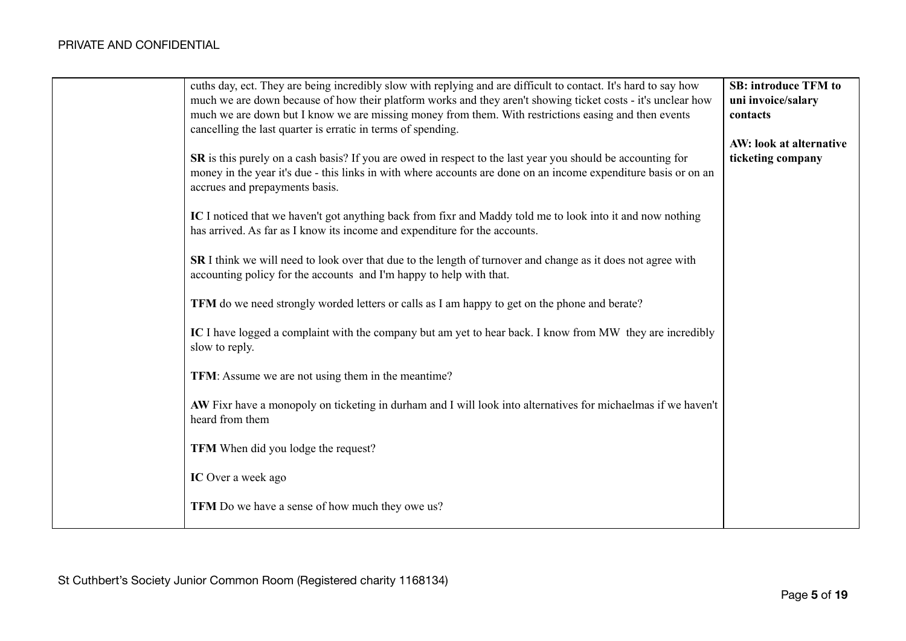| | | |
|---|---|---|
| | cuths day, ect. They are being incredibly slow with replying and are difficult to contact. It's hard to say how much we are down because of how their platform works and they aren't showing ticket costs - it's unclear how much we are down but I know we are missing money from them. With restrictions easing and then events cancelling the last quarter is erratic in terms of spending.<br><br>**SR** is this purely on a cash basis? If you are owed in respect to the last year you should be accounting for money in the year it's due - this links in with where accounts are done on an income expenditure basis or on an accrues and prepayments basis.<br><br>**IC** I noticed that we haven't got anything back from fixr and Maddy told me to look into it and now nothing has arrived. As far as I know its income and expenditure for the accounts.<br><br>**SR** I think we will need to look over that due to the length of turnover and change as it does not agree with accounting policy for the accounts and I'm happy to help with that.<br><br>**TFM** do we need strongly worded letters or calls as I am happy to get on the phone and berate?<br><br>**IC** I have logged a complaint with the company but am yet to hear back. I know from MW they are incredibly slow to reply.<br><br>**TFM**: Assume we are not using them in the meantime?<br><br>**AW** Fixr have a monopoly on ticketing in durham and I will look into alternatives for michaelmas if we haven't heard from them<br><br>**TFM** When did you lodge the request?<br><br>**IC** Over a week ago<br><br>**TFM** Do we have a sense of how much they owe us? | **SB: introduce TFM to uni invoice/salary contacts**<br><br>**AW: look at alternative ticketing company** |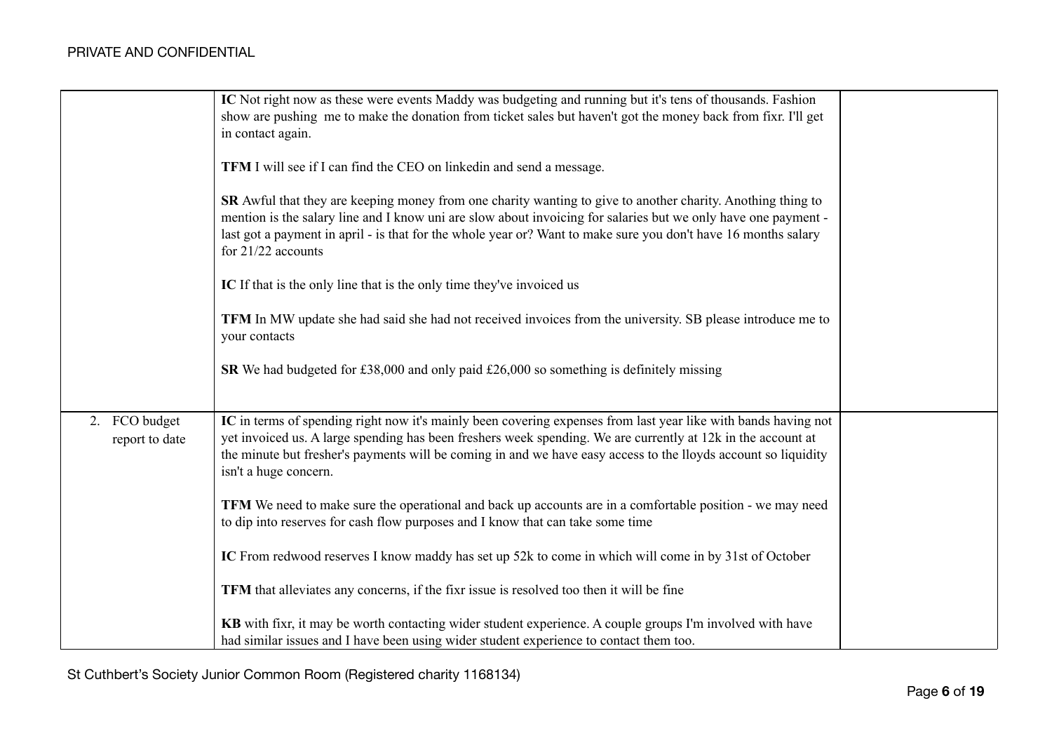| | | |
|---|---|---|
| | **IC** Not right now as these were events Maddy was budgeting and running but it's tens of thousands. Fashion show are pushing me to make the donation from ticket sales but haven't got the money back from fixr. I'll get in contact again.<br><br>**TFM** I will see if I can find the CEO on linkedin and send a message.<br><br>**SR** Awful that they are keeping money from one charity wanting to give to another charity. Anothing thing to mention is the salary line and I know uni are slow about invoicing for salaries but we only have one payment - last got a payment in april - is that for the whole year or? Want to make sure you don't have 16 months salary for 21/22 accounts<br><br>**IC** If that is the only line that is the only time they've invoiced us<br><br>**TFM** In MW update she had said she had not received invoices from the university. SB please introduce me to your contacts<br><br>**SR** We had budgeted for £38,000 and only paid £26,000 so something is definitely missing | |
| 2. FCO budget report to date | **IC** in terms of spending right now it's mainly been covering expenses from last year like with bands having not yet invoiced us. A large spending has been freshers week spending. We are currently at 12k in the account at the minute but fresher's payments will be coming in and we have easy access to the lloyds account so liquidity isn't a huge concern.<br><br>**TFM** We need to make sure the operational and back up accounts are in a comfortable position - we may need to dip into reserves for cash flow purposes and I know that can take some time<br><br>**IC** From redwood reserves I know maddy has set up 52k to come in which will come in by 31st of October<br><br>**TFM** that alleviates any concerns, if the fixr issue is resolved too then it will be fine<br><br>**KB** with fixr, it may be worth contacting wider student experience. A couple groups I'm involved with have had similar issues and I have been using wider student experience to contact them too. | |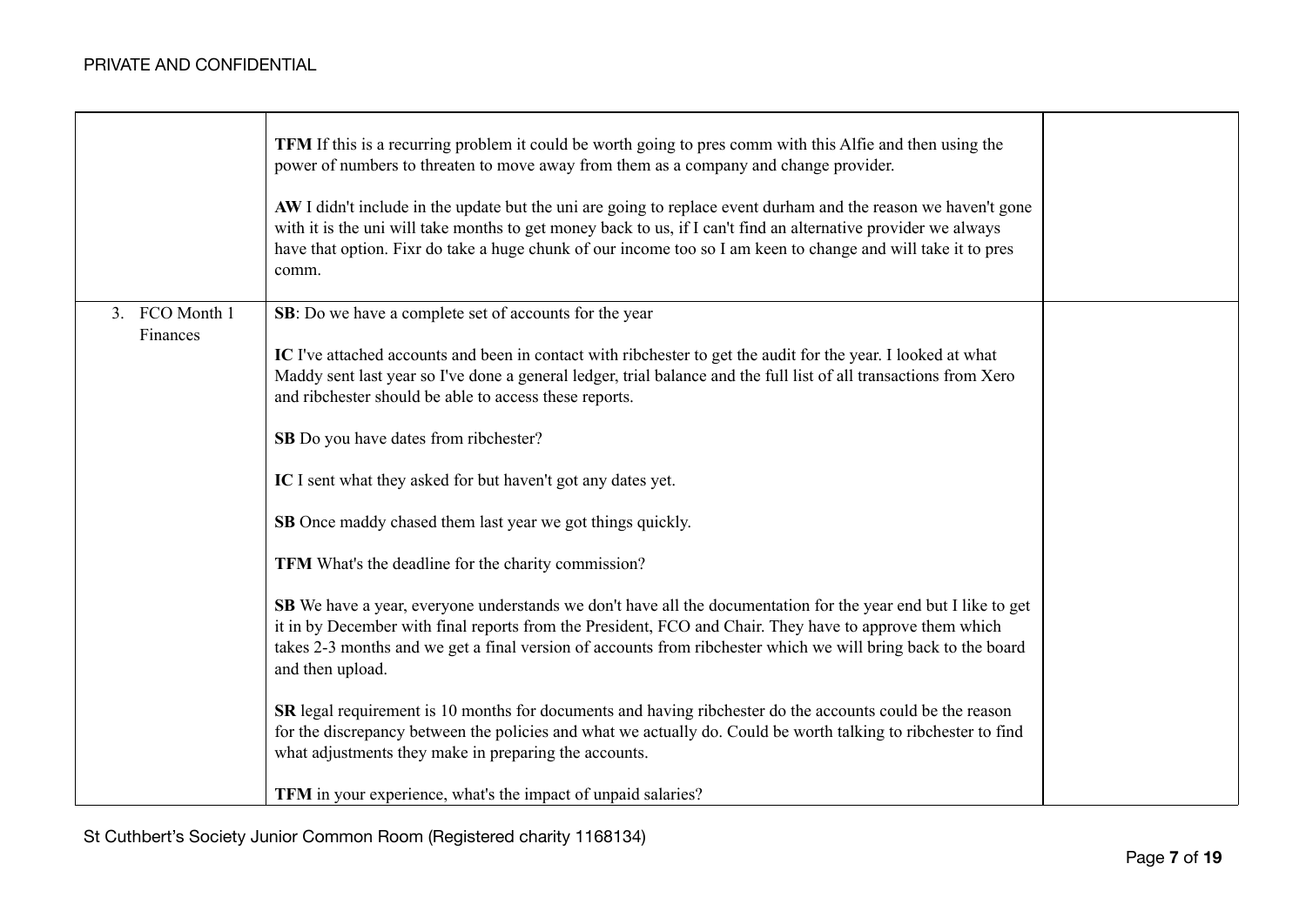| | | |
|---|---|---|
| | **TFM** If this is a recurring problem it could be worth going to pres comm with this Alfie and then using the power of numbers to threaten to move away from them as a company and change provider.<br><br>**AW** I didn't include in the update but the uni are going to replace event durham and the reason we haven't gone with it is the uni will take months to get money back to us, if I can't find an alternative provider we always have that option. Fixr do take a huge chunk of our income too so I am keen to change and will take it to pres comm. | |
| 3. FCO Month 1 Finances | **SB**: Do we have a complete set of accounts for the year<br><br>**IC** I've attached accounts and been in contact with ribchester to get the audit for the year. I looked at what Maddy sent last year so I've done a general ledger, trial balance and the full list of all transactions from Xero and ribchester should be able to access these reports.<br><br>**SB** Do you have dates from ribchester?<br><br>**IC** I sent what they asked for but haven't got any dates yet.<br><br>**SB** Once maddy chased them last year we got things quickly.<br><br>**TFM** What's the deadline for the charity commission?<br><br>**SB** We have a year, everyone understands we don't have all the documentation for the year end but I like to get it in by December with final reports from the President, FCO and Chair. They have to approve them which takes 2-3 months and we get a final version of accounts from ribchester which we will bring back to the board and then upload.<br><br>**SR** legal requirement is 10 months for documents and having ribchester do the accounts could be the reason for the discrepancy between the policies and what we actually do. Could be worth talking to ribchester to find what adjustments they make in preparing the accounts.<br><br>**TFM** in your experience, what's the impact of unpaid salaries? | |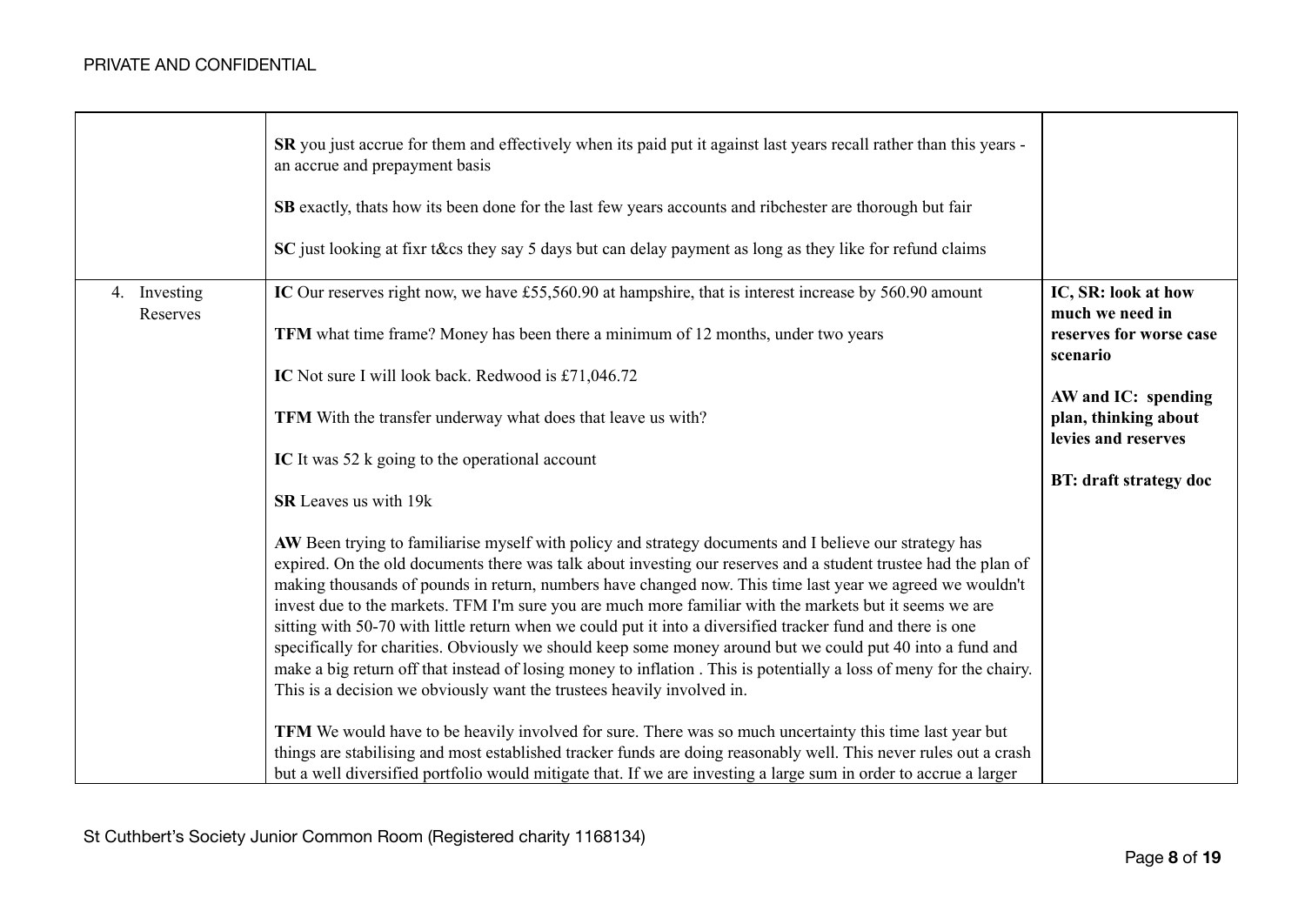|  |  |  |
|---|---|---|
|  | **SR** you just accrue for them and effectively when its paid put it against last years recall rather than this years - an accrue and prepayment basis<br><br>**SB** exactly, thats how its been done for the last few years accounts and ribchester are thorough but fair<br><br>**SC** just looking at fixr t&cs they say 5 days but can delay payment as long as they like for refund claims |  |
| 4. Investing Reserves | **IC** Our reserves right now, we have £55,560.90 at hampshire, that is interest increase by 560.90 amount<br><br>**TFM** what time frame? Money has been there a minimum of 12 months, under two years<br><br>**IC** Not sure I will look back. Redwood is £71,046.72<br><br>**TFM** With the transfer underway what does that leave us with?<br><br>**IC** It was 52 k going to the operational account<br><br>**SR** Leaves us with 19k<br><br>**AW** Been trying to familiarise myself with policy and strategy documents and I believe our strategy has expired. On the old documents there was talk about investing our reserves and a student trustee had the plan of making thousands of pounds in return, numbers have changed now. This time last year we agreed we wouldn't invest due to the markets. TFM I'm sure you are much more familiar with the markets but it seems we are sitting with 50-70 with little return when we could put it into a diversified tracker fund and there is one specifically for charities. Obviously we should keep some money around but we could put 40 into a fund and make a big return off that instead of losing money to inflation . This is potentially a loss of meny for the chairy. This is a decision we obviously want the trustees heavily involved in.<br><br>**TFM** We would have to be heavily involved for sure. There was so much uncertainty this time last year but things are stabilising and most established tracker funds are doing reasonably well. This never rules out a crash but a well diversified portfolio would mitigate that. If we are investing a large sum in order to accrue a larger | **IC, SR: look at how much we need in reserves for worse case scenario**<br><br>**AW and IC: spending plan, thinking about levies and reserves**<br><br>**BT: draft strategy doc** |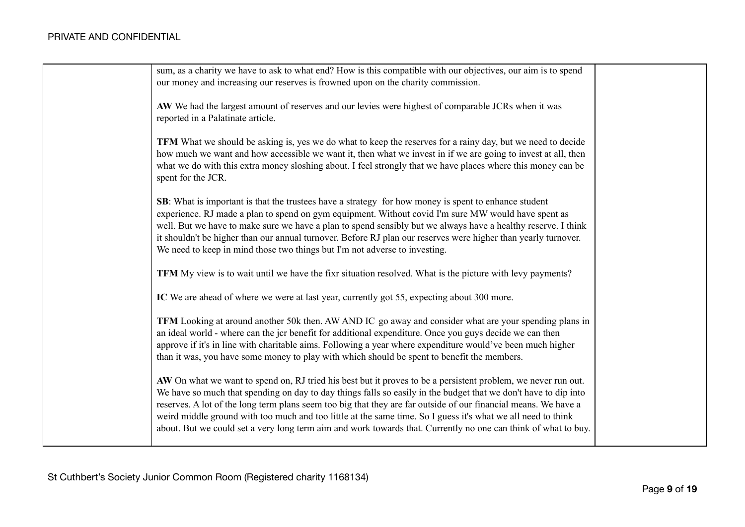| | sum, as a charity we have to ask to what end? How is this compatible with our objectives, our aim is to spend our money and increasing our reserves is frowned upon on the charity commission.<br><br>**AW** We had the largest amount of reserves and our levies were highest of comparable JCRs when it was reported in a Palatinate article.<br><br>**TFM** What we should be asking is, yes we do what to keep the reserves for a rainy day, but we need to decide how much we want and how accessible we want it, then what we invest in if we are going to invest at all, then what we do with this extra money sloshing about. I feel strongly that we have places where this money can be spent for the JCR.<br><br>**SB**: What is important is that the trustees have a strategy for how money is spent to enhance student experience. RJ made a plan to spend on gym equipment. Without covid I'm sure MW would have spent as well. But we have to make sure we have a plan to spend sensibly but we always have a healthy reserve. I think it shouldn't be higher than our annual turnover. Before RJ plan our reserves were higher than yearly turnover. We need to keep in mind those two things but I'm not adverse to investing.<br><br>**TFM** My view is to wait until we have the fixr situation resolved. What is the picture with levy payments?<br><br>**IC** We are ahead of where we were at last year, currently got 55, expecting about 300 more.<br><br>**TFM** Looking at around another 50k then. AW AND IC go away and consider what are your spending plans in an ideal world - where can the jcr benefit for additional expenditure. Once you guys decide we can then approve if it's in line with charitable aims. Following a year where expenditure would've been much higher than it was, you have some money to play with which should be spent to benefit the members.<br><br>**AW** On what we want to spend on, RJ tried his best but it proves to be a persistent problem, we never run out. We have so much that spending on day to day things falls so easily in the budget that we don't have to dip into reserves. A lot of the long term plans seem too big that they are far outside of our financial means. We have a weird middle ground with too much and too little at the same time. So I guess it's what we all need to think about. But we could set a very long term aim and work towards that. Currently no one can think of what to buy. | |
|---|---|---|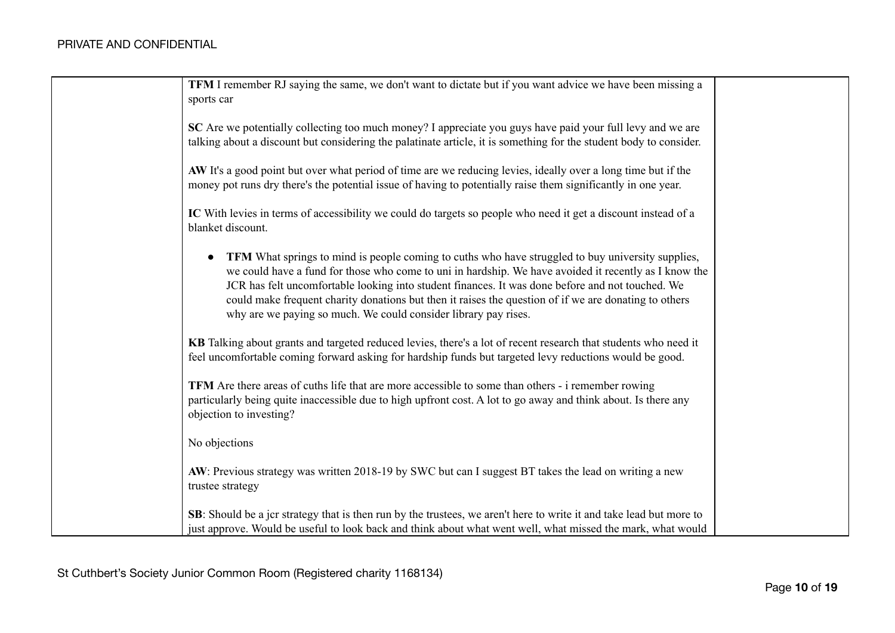| | | |
|---|---|---|
| | **TFM** I remember RJ saying the same, we don't want to dictate but if you want advice we have been missing a sports car<br><br>**SC** Are we potentially collecting too much money? I appreciate you guys have paid your full levy and we are talking about a discount but considering the palatinate article, it is something for the student body to consider.<br><br>**AW** It's a good point but over what period of time are we reducing levies, ideally over a long time but if the money pot runs dry there's the potential issue of having to potentially raise them significantly in one year.<br><br>**IC** With levies in terms of accessibility we could do targets so people who need it get a discount instead of a blanket discount.<br><br>● **TFM** What springs to mind is people coming to cuths who have struggled to buy university supplies, we could have a fund for those who come to uni in hardship. We have avoided it recently as I know the JCR has felt uncomfortable looking into student finances. It was done before and not touched. We could make frequent charity donations but then it raises the question of if we are donating to others why are we paying so much. We could consider library pay rises.<br><br>**KB** Talking about grants and targeted reduced levies, there's a lot of recent research that students who need it feel uncomfortable coming forward asking for hardship funds but targeted levy reductions would be good.<br><br>**TFM** Are there areas of cuths life that are more accessible to some than others - i remember rowing particularly being quite inaccessible due to high upfront cost. A lot to go away and think about. Is there any objection to investing?<br><br>No objections<br><br>**AW**: Previous strategy was written 2018-19 by SWC but can I suggest BT takes the lead on writing a new trustee strategy<br><br>**SB**: Should be a jcr strategy that is then run by the trustees, we aren't here to write it and take lead but more to just approve. Would be useful to look back and think about what went well, what missed the mark, what would | |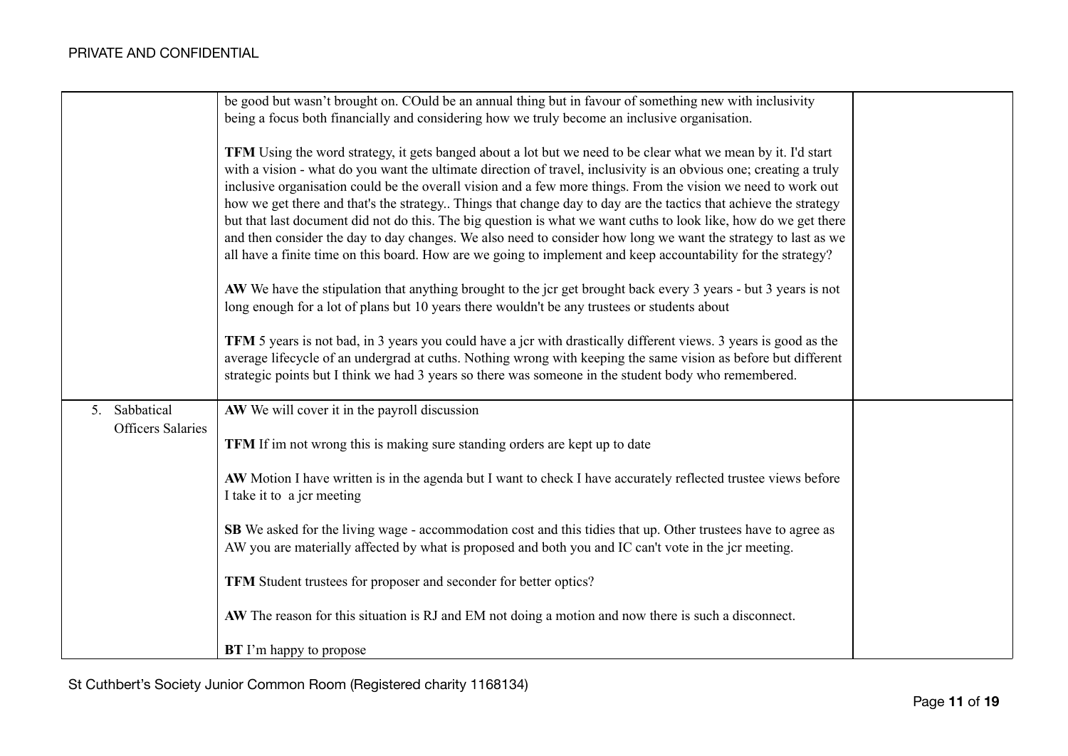| | | |
|---|---|---|
| | be good but wasn't brought on. COuld be an annual thing but in favour of something new with inclusivity being a focus both financially and considering how we truly become an inclusive organisation.<br><br>**TFM** Using the word strategy, it gets banged about a lot but we need to be clear what we mean by it. I'd start with a vision - what do you want the ultimate direction of travel, inclusivity is an obvious one; creating a truly inclusive organisation could be the overall vision and a few more things. From the vision we need to work out how we get there and that's the strategy.. Things that change day to day are the tactics that achieve the strategy but that last document did not do this. The big question is what we want cuths to look like, how do we get there and then consider the day to day changes. We also need to consider how long we want the strategy to last as we all have a finite time on this board. How are we going to implement and keep accountability for the strategy?<br><br>**AW** We have the stipulation that anything brought to the jcr get brought back every 3 years - but 3 years is not long enough for a lot of plans but 10 years there wouldn't be any trustees or students about<br><br>**TFM** 5 years is not bad, in 3 years you could have a jcr with drastically different views. 3 years is good as the average lifecycle of an undergrad at cuths. Nothing wrong with keeping the same vision as before but different strategic points but I think we had 3 years so there was someone in the student body who remembered. | |
| 5. Sabbatical Officers Salaries | **AW** We will cover it in the payroll discussion<br><br>**TFM** If im not wrong this is making sure standing orders are kept up to date<br><br>**AW** Motion I have written is in the agenda but I want to check I have accurately reflected trustee views before I take it to a jcr meeting<br><br>**SB** We asked for the living wage - accommodation cost and this tidies that up. Other trustees have to agree as AW you are materially affected by what is proposed and both you and IC can't vote in the jcr meeting.<br><br>**TFM** Student trustees for proposer and seconder for better optics?<br><br>**AW** The reason for this situation is RJ and EM not doing a motion and now there is such a disconnect.<br><br>**BT** I'm happy to propose | |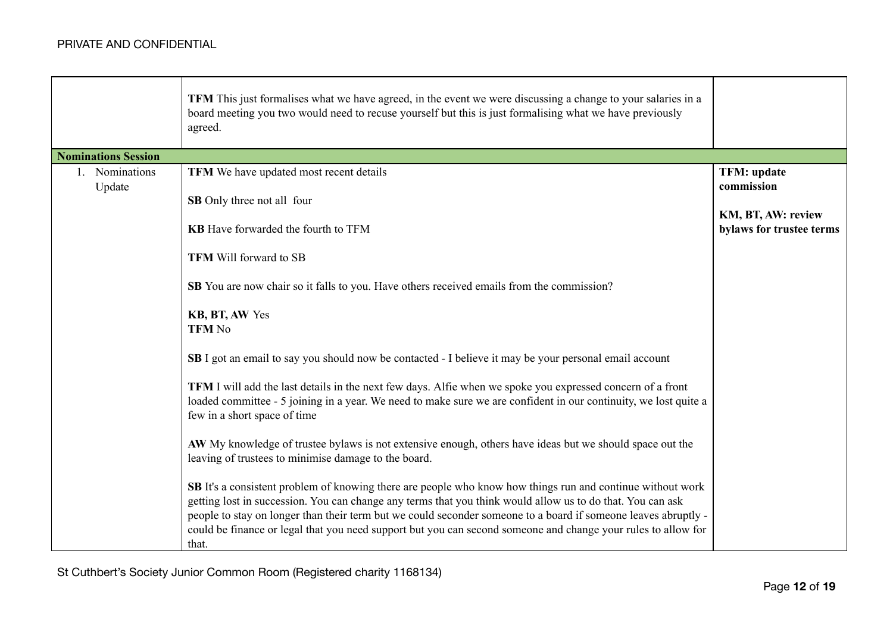| | | |
|---|---|---|
| | **TFM** This just formalises what we have agreed, in the event we were discussing a change to your salaries in a board meeting you two would need to recuse yourself but this is just formalising what we have previously agreed. | |
| **Nominations Session** | | |
| 1. Nominations Update | **TFM** We have updated most recent details<br><br>**SB** Only three not all four<br><br>**KB** Have forwarded the fourth to TFM<br><br>**TFM** Will forward to SB<br><br>**SB** You are now chair so it falls to you. Have others received emails from the commission?<br><br>**KB, BT, AW** Yes<br>**TFM** No<br><br>**SB** I got an email to say you should now be contacted - I believe it may be your personal email account<br><br>**TFM** I will add the last details in the next few days. Alfie when we spoke you expressed concern of a front loaded committee - 5 joining in a year. We need to make sure we are confident in our continuity, we lost quite a few in a short space of time<br><br>**AW** My knowledge of trustee bylaws is not extensive enough, others have ideas but we should space out the leaving of trustees to minimise damage to the board.<br><br>**SB** It's a consistent problem of knowing there are people who know how things run and continue without work getting lost in succession. You can change any terms that you think would allow us to do that. You can ask people to stay on longer than their term but we could seconder someone to a board if someone leaves abruptly - could be finance or legal that you need support but you can second someone and change your rules to allow for that. | **TFM: update commission**<br><br>**KM, BT, AW: review bylaws for trustee terms** |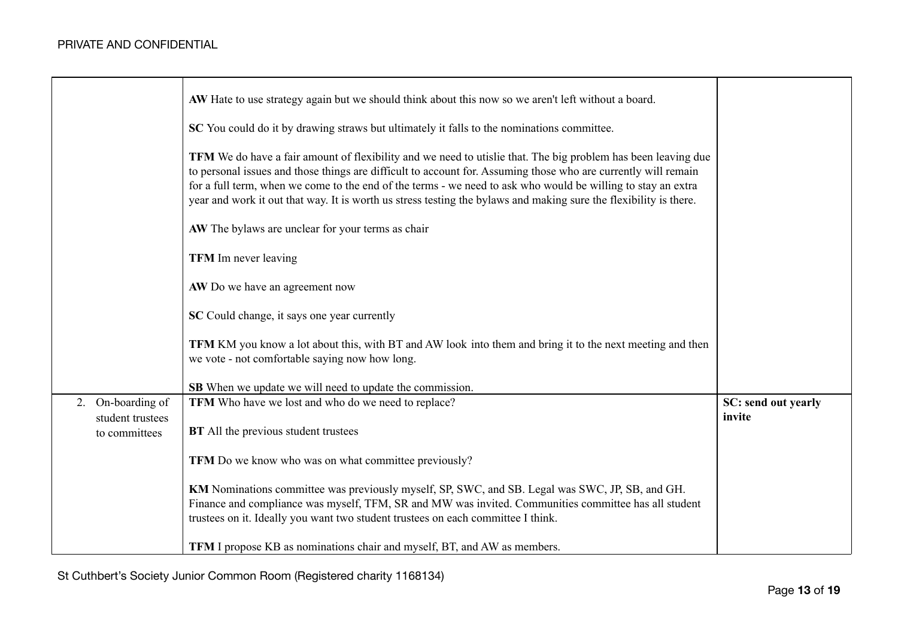PRIVATE AND CONFIDENTIAL

| | | |
|---|---|---|
| | **AW** Hate to use strategy again but we should think about this now so we aren't left without a board.<br><br>**SC** You could do it by drawing straws but ultimately it falls to the nominations committee.<br><br>**TFM** We do have a fair amount of flexibility and we need to utislie that. The big problem has been leaving due to personal issues and those things are difficult to account for. Assuming those who are currently will remain for a full term, when we come to the end of the terms - we need to ask who would be willing to stay an extra year and work it out that way. It is worth us stress testing the bylaws and making sure the flexibility is there.<br><br>**AW** The bylaws are unclear for your terms as chair<br><br>**TFM** Im never leaving<br><br>**AW** Do we have an agreement now<br><br>**SC** Could change, it says one year currently<br><br>**TFM** KM you know a lot about this, with BT and AW look into them and bring it to the next meeting and then we vote - not comfortable saying now how long.<br><br>**SB** When we update we will need to update the commission. | |
| 2. On-boarding of student trustees to committees | **TFM** Who have we lost and who do we need to replace?<br><br>**BT** All the previous student trustees<br><br>**TFM** Do we know who was on what committee previously?<br><br>**KM** Nominations committee was previously myself, SP, SWC, and SB. Legal was SWC, JP, SB, and GH. Finance and compliance was myself, TFM, SR and MW was invited. Communities committee has all student trustees on it. Ideally you want two student trustees on each committee I think.<br><br>**TFM** I propose KB as nominations chair and myself, BT, and AW as members. | **SC: send out yearly invite** |

St Cuthbert's Society Junior Common Room (Registered charity 1168134)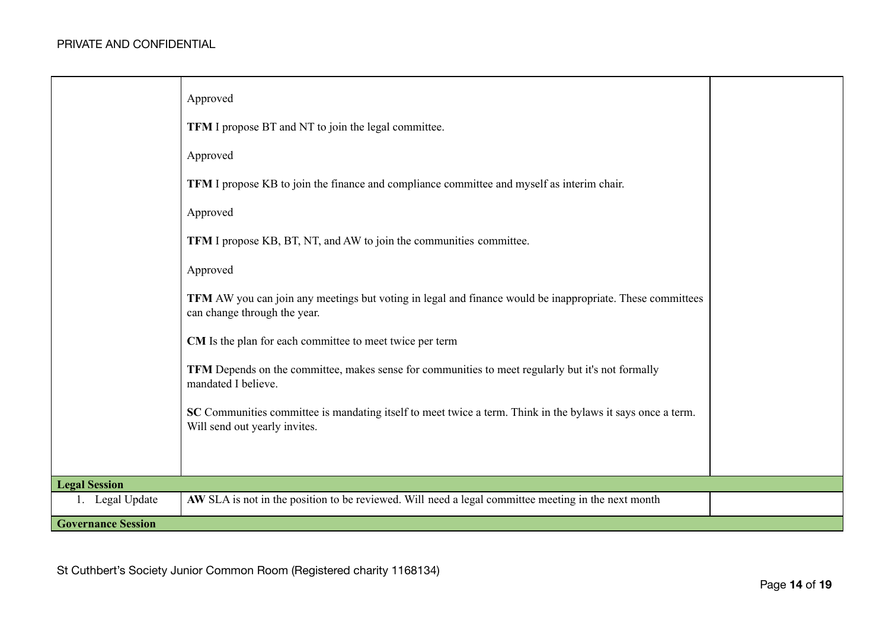| | | |
|---|---|---|
| | Approved<br><br>**TFM** I propose BT and NT to join the legal committee.<br><br>Approved<br><br>**TFM** I propose KB to join the finance and compliance committee and myself as interim chair.<br><br>Approved<br><br>**TFM** I propose KB, BT, NT, and AW to join the communities committee.<br><br>Approved<br><br>**TFM** AW you can join any meetings but voting in legal and finance would be inappropriate. These committees can change through the year.<br><br>**CM** Is the plan for each committee to meet twice per term<br><br>**TFM** Depends on the committee, makes sense for communities to meet regularly but it's not formally mandated I believe.<br><br>**SC** Communities committee is mandating itself to meet twice a term. Think in the bylaws it says once a term. Will send out yearly invites. | |
| **Legal Session** | | |
| 1. Legal Update | **AW** SLA is not in the position to be reviewed. Will need a legal committee meeting in the next month | |
| **Governance Session** | | |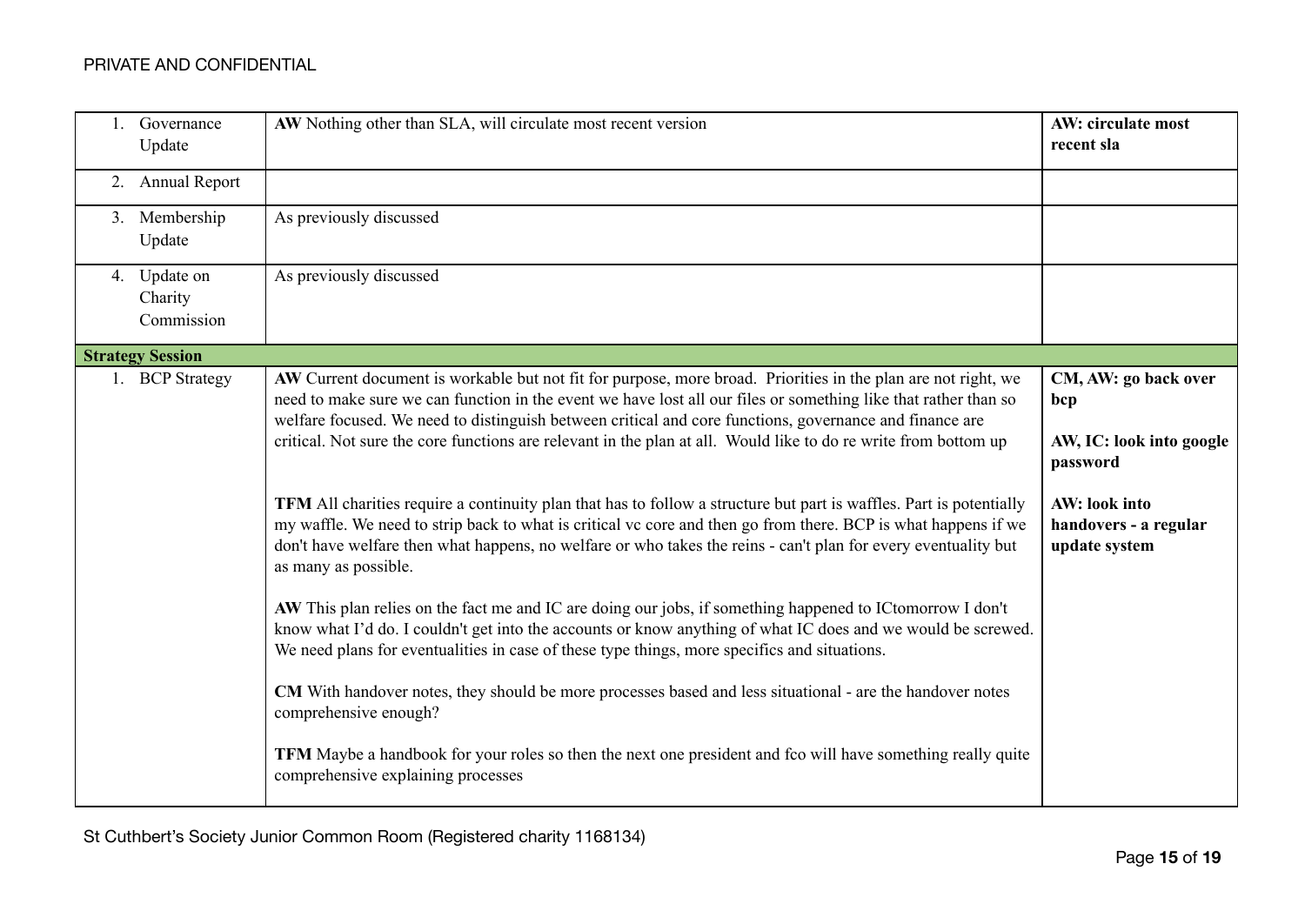PRIVATE AND CONFIDENTIAL

| | | |
|---|---|---|
| 1. Governance Update | **AW** Nothing other than SLA, will circulate most recent version | **AW: circulate most recent sla** |
| 2. Annual Report | | |
| 3. Membership Update | As previously discussed | |
| 4. Update on Charity Commission | As previously discussed | |
| **Strategy Session** | | |
| 1. BCP Strategy | **AW** Current document is workable but not fit for purpose, more broad. Priorities in the plan are not right, we need to make sure we can function in the event we have lost all our files or something like that rather than so welfare focused. We need to distinguish between critical and core functions, governance and finance are critical. Not sure the core functions are relevant in the plan at all. Would like to do re write from bottom up<br><br>**TFM** All charities require a continuity plan that has to follow a structure but part is waffles. Part is potentially my waffle. We need to strip back to what is critical vc core and then go from there. BCP is what happens if we don't have welfare then what happens, no welfare or who takes the reins - can't plan for every eventuality but as many as possible.<br><br>**AW** This plan relies on the fact me and IC are doing our jobs, if something happened to ICtomorrow I don't know what I'd do. I couldn't get into the accounts or know anything of what IC does and we would be screwed. We need plans for eventualities in case of these type things, more specifics and situations.<br><br>**CM** With handover notes, they should be more processes based and less situational - are the handover notes comprehensive enough?<br><br>**TFM** Maybe a handbook for your roles so then the next one president and fco will have something really quite comprehensive explaining processes | **CM, AW: go back over bcp**<br><br>**AW, IC: look into google password**<br><br>**AW: look into handovers - a regular update system** |

St Cuthbert's Society Junior Common Room (Registered charity 1168134)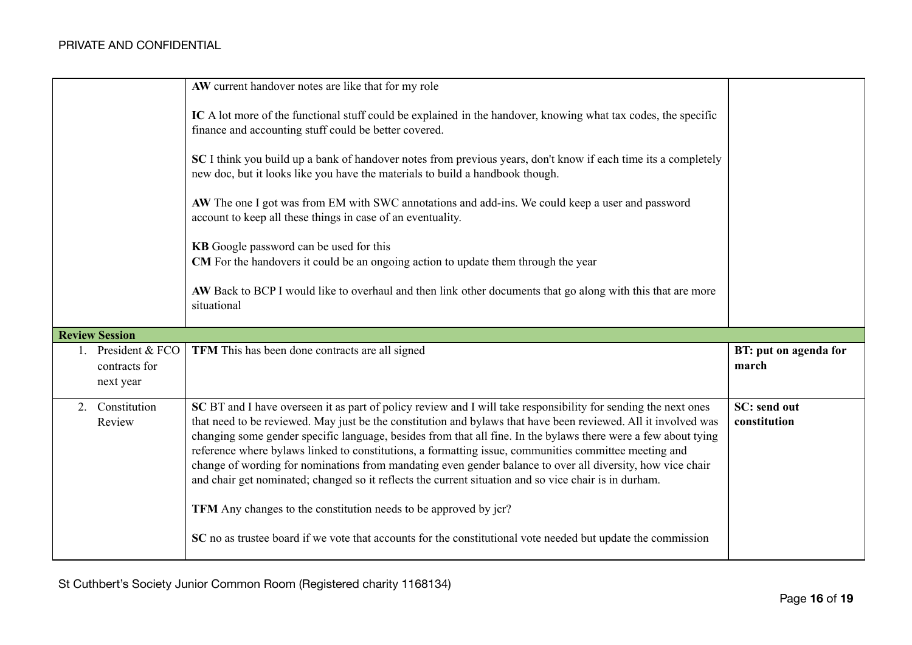PRIVATE AND CONFIDENTIAL

| | | |
|---|---|---|
| | **AW** current handover notes are like that for my role<br><br>**IC** A lot more of the functional stuff could be explained in the handover, knowing what tax codes, the specific finance and accounting stuff could be better covered.<br><br>**SC** I think you build up a bank of handover notes from previous years, don't know if each time its a completely new doc, but it looks like you have the materials to build a handbook though.<br><br>**AW** The one I got was from EM with SWC annotations and add-ins. We could keep a user and password account to keep all these things in case of an eventuality.<br><br>**KB** Google password can be used for this<br>**CM** For the handovers it could be an ongoing action to update them through the year<br><br>**AW** Back to BCP I would like to overhaul and then link other documents that go along with this that are more situational | |
| **Review Session** | | |
| 1. President & FCO contracts for next year | **TFM** This has been done contracts are all signed | **BT: put on agenda for march** |
| 2. Constitution Review | **SC** BT and I have overseen it as part of policy review and I will take responsibility for sending the next ones that need to be reviewed. May just be the constitution and bylaws that have been reviewed. All it involved was changing some gender specific language, besides from that all fine. In the bylaws there were a few about tying reference where bylaws linked to constitutions, a formatting issue, communities committee meeting and change of wording for nominations from mandating even gender balance to over all diversity, how vice chair and chair get nominated; changed so it reflects the current situation and so vice chair is in durham.<br><br>**TFM** Any changes to the constitution needs to be approved by jcr?<br><br>**SC** no as trustee board if we vote that accounts for the constitutional vote needed but update the commission | **SC: send out constitution** |

St Cuthbert's Society Junior Common Room (Registered charity 1168134)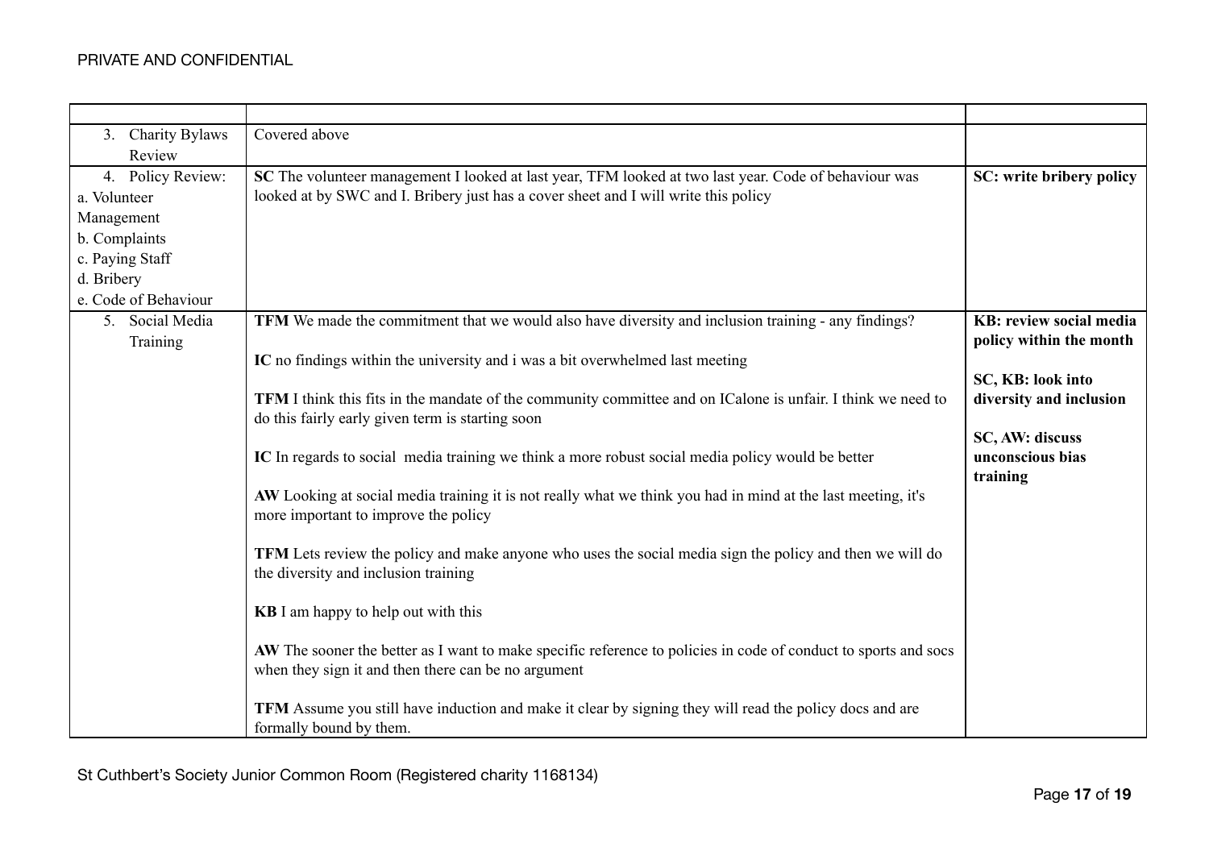PRIVATE AND CONFIDENTIAL

| | | |
|---|---|---|
| 3. Charity Bylaws Review | Covered above | |
| 4. Policy Review:<br>a. Volunteer Management<br>b. Complaints<br>c. Paying Staff<br>d. Bribery<br>e. Code of Behaviour | **SC** The volunteer management I looked at last year, TFM looked at two last year. Code of behaviour was looked at by SWC and I. Bribery just has a cover sheet and I will write this policy | **SC: write bribery policy** |
| 5. Social Media Training | **TFM** We made the commitment that we would also have diversity and inclusion training - any findings?<br><br>**IC** no findings within the university and i was a bit overwhelmed last meeting<br><br>**TFM** I think this fits in the mandate of the community committee and on ICalone is unfair. I think we need to do this fairly early given term is starting soon<br><br>**IC** In regards to social media training we think a more robust social media policy would be better<br><br>**AW** Looking at social media training it is not really what we think you had in mind at the last meeting, it's more important to improve the policy<br><br>**TFM** Lets review the policy and make anyone who uses the social media sign the policy and then we will do the diversity and inclusion training<br><br>**KB** I am happy to help out with this<br><br>**AW** The sooner the better as I want to make specific reference to policies in code of conduct to sports and socs when they sign it and then there can be no argument<br><br>**TFM** Assume you still have induction and make it clear by signing they will read the policy docs and are formally bound by them. | **KB: review social media policy within the month**<br><br>**SC, KB: look into diversity and inclusion**<br><br>**SC, AW: discuss unconscious bias training** |

St Cuthbert's Society Junior Common Room (Registered charity 1168134)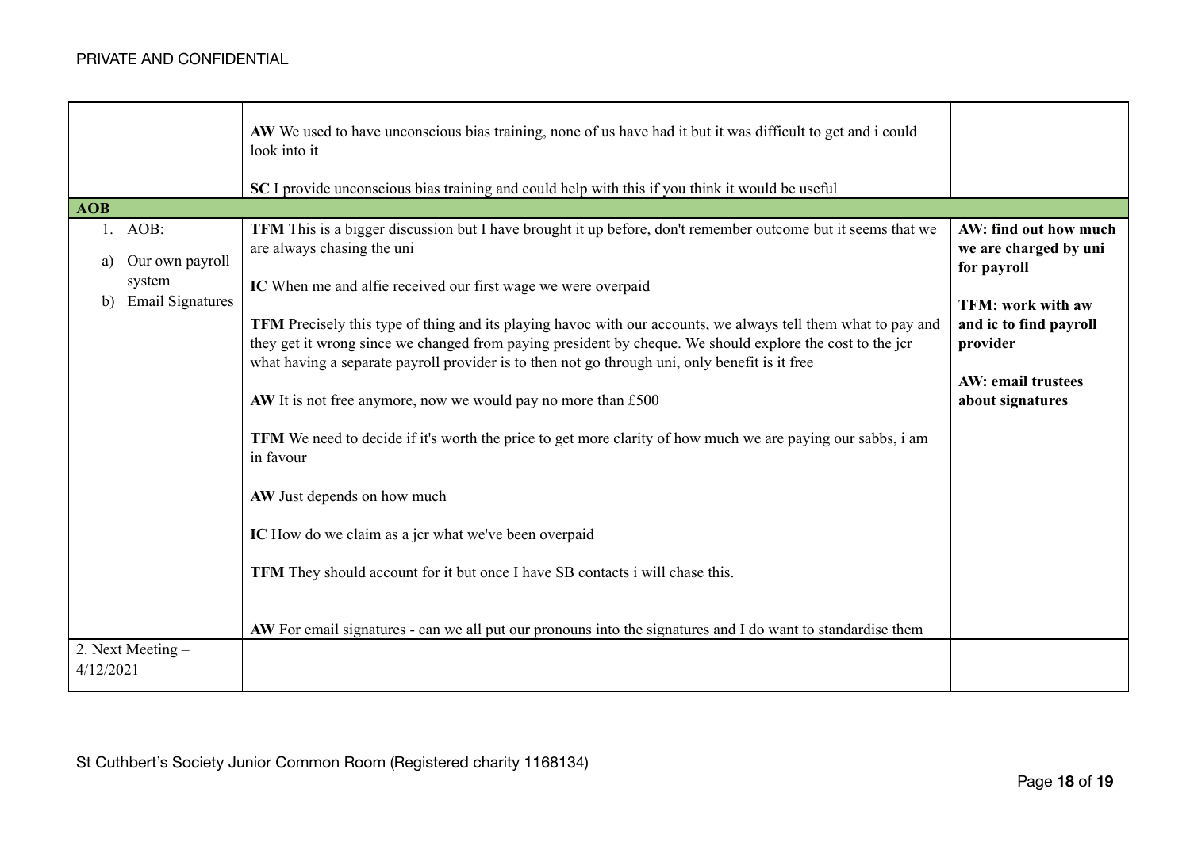| | | |
|---|---|---|
| | **AW** We used to have unconscious bias training, none of us have had it but it was difficult to get and i could look into it<br><br>**SC** I provide unconscious bias training and could help with this if you think it would be useful | |
| **AOB** | | |
| 1. AOB:<br>a) Our own payroll system<br>b) Email Signatures | **TFM** This is a bigger discussion but I have brought it up before, don't remember outcome but it seems that we are always chasing the uni<br><br>**IC** When me and alfie received our first wage we were overpaid<br><br>**TFM** Precisely this type of thing and its playing havoc with our accounts, we always tell them what to pay and they get it wrong since we changed from paying president by cheque. We should explore the cost to the jcr what having a separate payroll provider is to then not go through uni, only benefit is it free<br><br>**AW** It is not free anymore, now we would pay no more than £500<br><br>**TFM** We need to decide if it's worth the price to get more clarity of how much we are paying our sabbs, i am in favour<br><br>**AW** Just depends on how much<br><br>**IC** How do we claim as a jcr what we've been overpaid<br><br>**TFM** They should account for it but once I have SB contacts i will chase this.<br><br>**AW** For email signatures - can we all put our pronouns into the signatures and I do want to standardise them | **AW: find out how much we are charged by uni for payroll**<br><br>**TFM: work with aw and ic to find payroll provider**<br><br>**AW: email trustees about signatures** |
| 2. Next Meeting – 4/12/2021 | | |

St Cuthbert's Society Junior Common Room (Registered charity 1168134)